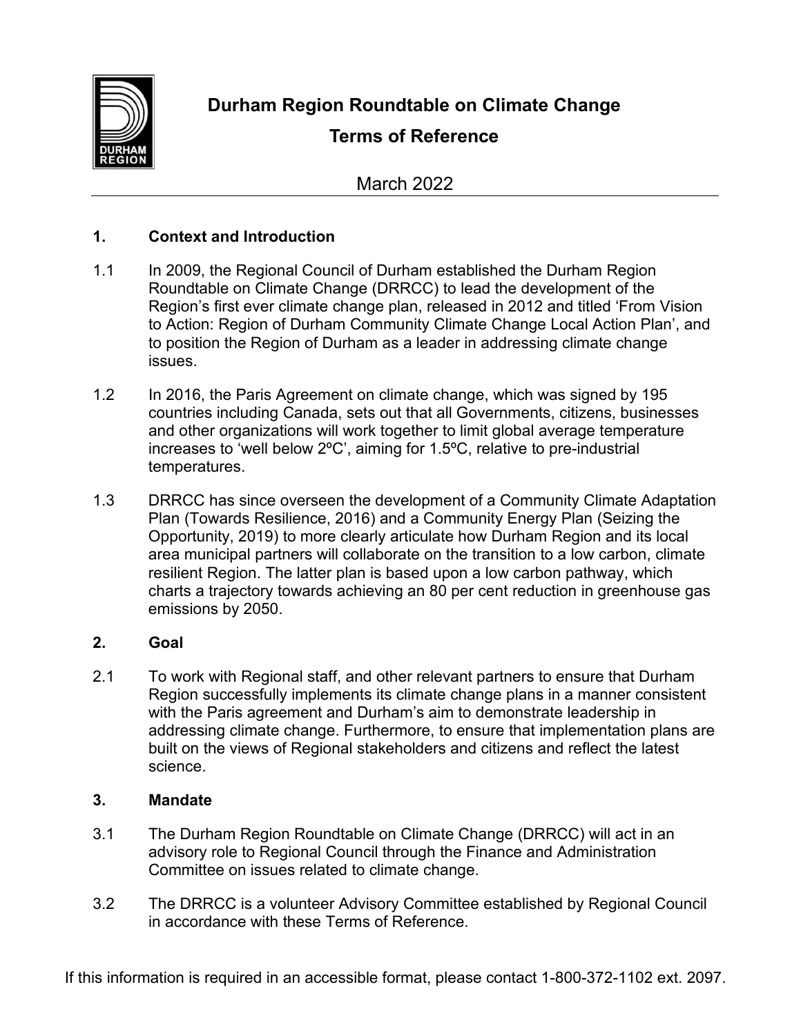# Durham Region Roundtable on Climate Change

## Terms of Reference

March 2022

### 1. Context and Introduction

1.1 In 2009, the Regional Council of Durham established the Durham Region Roundtable on Climate Change (DRRCC) to lead the development of the Region's first ever climate change plan, released in 2012 and titled 'From Vision to Action: Region of Durham Community Climate Change Local Action Plan', and to position the Region of Durham as a leader in addressing climate change issues.

1.2 In 2016, the Paris Agreement on climate change, which was signed by 195 countries including Canada, sets out that all Governments, citizens, businesses and other organizations will work together to limit global average temperature increases to 'well below 2ºC', aiming for 1.5ºC, relative to pre-industrial temperatures.

1.3 DRRCC has since overseen the development of a Community Climate Adaptation Plan (Towards Resilience, 2016) and a Community Energy Plan (Seizing the Opportunity, 2019) to more clearly articulate how Durham Region and its local area municipal partners will collaborate on the transition to a low carbon, climate resilient Region. The latter plan is based upon a low carbon pathway, which charts a trajectory towards achieving an 80 per cent reduction in greenhouse gas emissions by 2050.

### 2. Goal

2.1 To work with Regional staff, and other relevant partners to ensure that Durham Region successfully implements its climate change plans in a manner consistent with the Paris agreement and Durham's aim to demonstrate leadership in addressing climate change. Furthermore, to ensure that implementation plans are built on the views of Regional stakeholders and citizens and reflect the latest science.

### 3. Mandate

3.1 The Durham Region Roundtable on Climate Change (DRRCC) will act in an advisory role to Regional Council through the Finance and Administration Committee on issues related to climate change.

3.2 The DRRCC is a volunteer Advisory Committee established by Regional Council in accordance with these Terms of Reference.

If this information is required in an accessible format, please contact 1-800-372-1102 ext. 2097.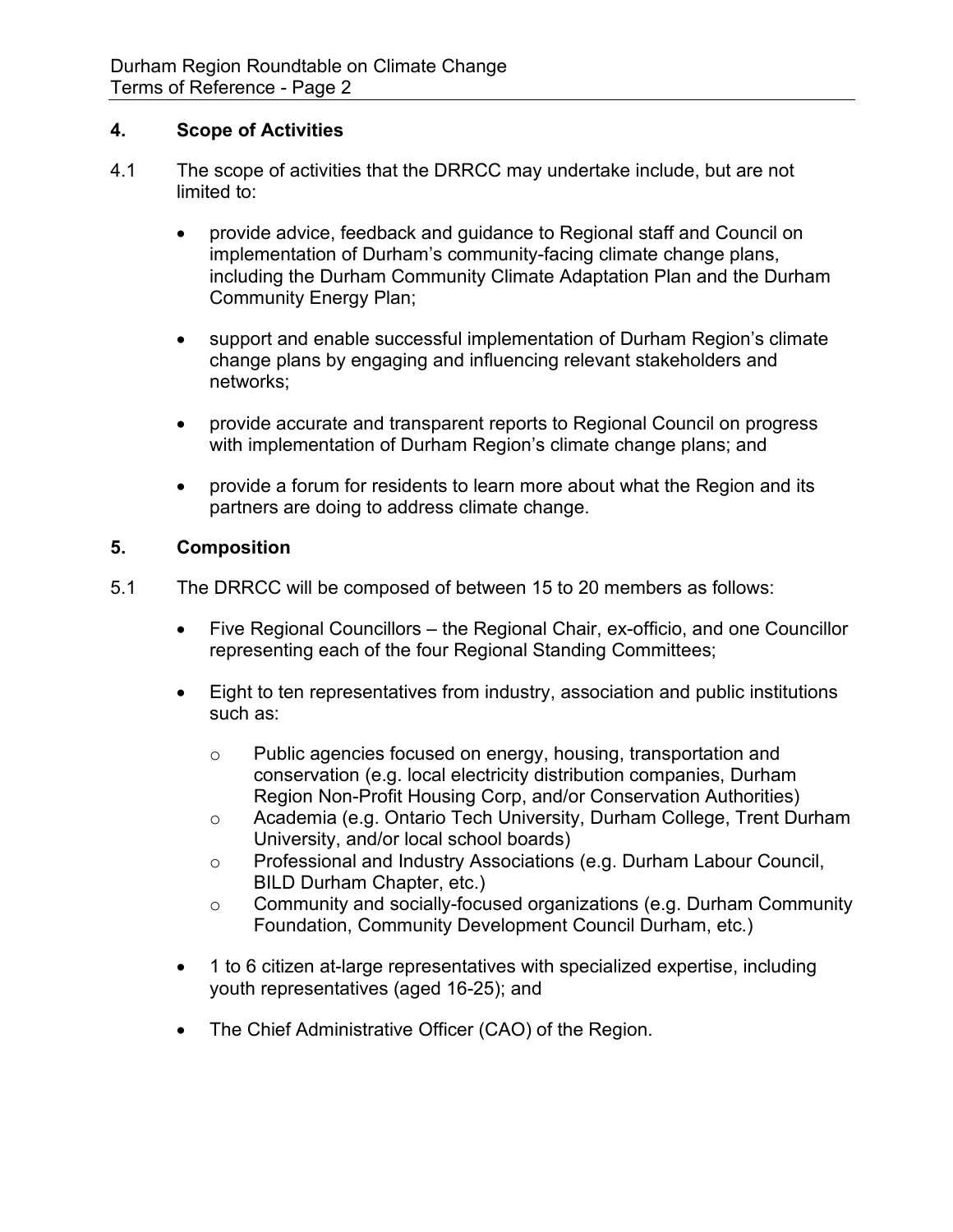## 4. Scope of Activities

4.1 The scope of activities that the DRRCC may undertake include, but are not limited to:

- provide advice, feedback and guidance to Regional staff and Council on implementation of Durham's community-facing climate change plans, including the Durham Community Climate Adaptation Plan and the Durham Community Energy Plan;
- support and enable successful implementation of Durham Region's climate change plans by engaging and influencing relevant stakeholders and networks;
- provide accurate and transparent reports to Regional Council on progress with implementation of Durham Region's climate change plans; and
- provide a forum for residents to learn more about what the Region and its partners are doing to address climate change.

## 5. Composition

5.1 The DRRCC will be composed of between 15 to 20 members as follows:

- Five Regional Councillors – the Regional Chair, ex-officio, and one Councillor representing each of the four Regional Standing Committees;
- Eight to ten representatives from industry, association and public institutions such as:
  - Public agencies focused on energy, housing, transportation and conservation (e.g. local electricity distribution companies, Durham Region Non-Profit Housing Corp, and/or Conservation Authorities)
  - Academia (e.g. Ontario Tech University, Durham College, Trent Durham University, and/or local school boards)
  - Professional and Industry Associations (e.g. Durham Labour Council, BILD Durham Chapter, etc.)
  - Community and socially-focused organizations (e.g. Durham Community Foundation, Community Development Council Durham, etc.)
- 1 to 6 citizen at-large representatives with specialized expertise, including youth representatives (aged 16-25); and
- The Chief Administrative Officer (CAO) of the Region.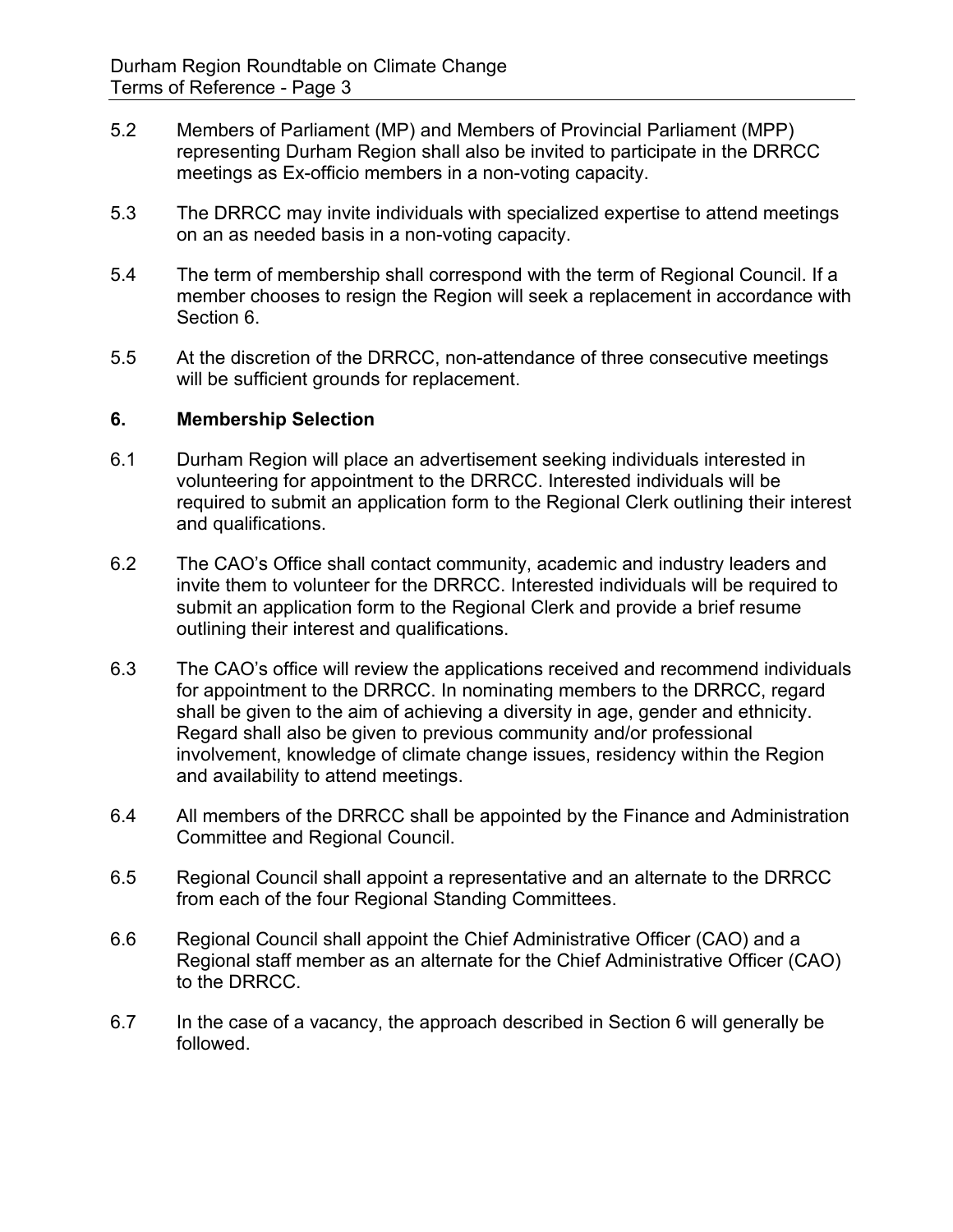5.2 Members of Parliament (MP) and Members of Provincial Parliament (MPP) representing Durham Region shall also be invited to participate in the DRRCC meetings as Ex-officio members in a non-voting capacity.

5.3 The DRRCC may invite individuals with specialized expertise to attend meetings on an as needed basis in a non-voting capacity.

5.4 The term of membership shall correspond with the term of Regional Council. If a member chooses to resign the Region will seek a replacement in accordance with Section 6.

5.5 At the discretion of the DRRCC, non-attendance of three consecutive meetings will be sufficient grounds for replacement.

## 6. Membership Selection

6.1 Durham Region will place an advertisement seeking individuals interested in volunteering for appointment to the DRRCC. Interested individuals will be required to submit an application form to the Regional Clerk outlining their interest and qualifications.

6.2 The CAO's Office shall contact community, academic and industry leaders and invite them to volunteer for the DRRCC. Interested individuals will be required to submit an application form to the Regional Clerk and provide a brief resume outlining their interest and qualifications.

6.3 The CAO's office will review the applications received and recommend individuals for appointment to the DRRCC. In nominating members to the DRRCC, regard shall be given to the aim of achieving a diversity in age, gender and ethnicity. Regard shall also be given to previous community and/or professional involvement, knowledge of climate change issues, residency within the Region and availability to attend meetings.

6.4 All members of the DRRCC shall be appointed by the Finance and Administration Committee and Regional Council.

6.5 Regional Council shall appoint a representative and an alternate to the DRRCC from each of the four Regional Standing Committees.

6.6 Regional Council shall appoint the Chief Administrative Officer (CAO) and a Regional staff member as an alternate for the Chief Administrative Officer (CAO) to the DRRCC.

6.7 In the case of a vacancy, the approach described in Section 6 will generally be followed.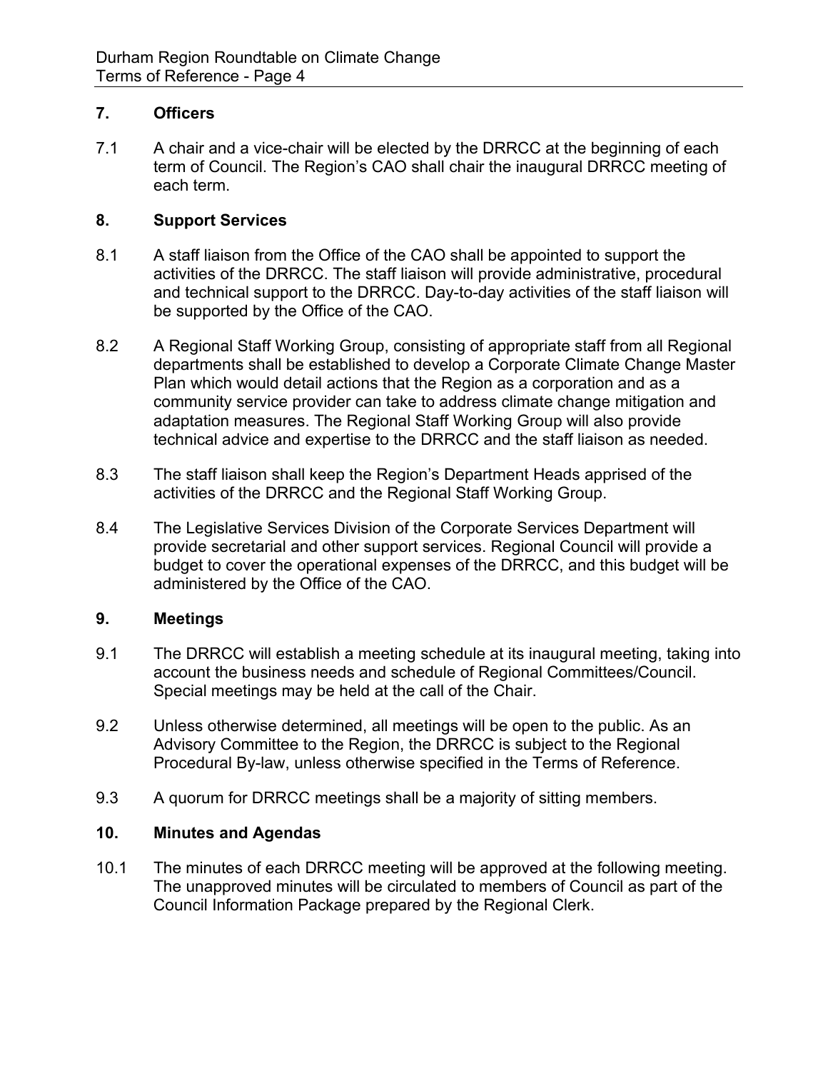## 7. Officers

7.1 A chair and a vice-chair will be elected by the DRRCC at the beginning of each term of Council. The Region's CAO shall chair the inaugural DRRCC meeting of each term.

## 8. Support Services

8.1 A staff liaison from the Office of the CAO shall be appointed to support the activities of the DRRCC. The staff liaison will provide administrative, procedural and technical support to the DRRCC. Day-to-day activities of the staff liaison will be supported by the Office of the CAO.

8.2 A Regional Staff Working Group, consisting of appropriate staff from all Regional departments shall be established to develop a Corporate Climate Change Master Plan which would detail actions that the Region as a corporation and as a community service provider can take to address climate change mitigation and adaptation measures. The Regional Staff Working Group will also provide technical advice and expertise to the DRRCC and the staff liaison as needed.

8.3 The staff liaison shall keep the Region's Department Heads apprised of the activities of the DRRCC and the Regional Staff Working Group.

8.4 The Legislative Services Division of the Corporate Services Department will provide secretarial and other support services. Regional Council will provide a budget to cover the operational expenses of the DRRCC, and this budget will be administered by the Office of the CAO.

## 9. Meetings

9.1 The DRRCC will establish a meeting schedule at its inaugural meeting, taking into account the business needs and schedule of Regional Committees/Council. Special meetings may be held at the call of the Chair.

9.2 Unless otherwise determined, all meetings will be open to the public. As an Advisory Committee to the Region, the DRRCC is subject to the Regional Procedural By-law, unless otherwise specified in the Terms of Reference.

9.3 A quorum for DRRCC meetings shall be a majority of sitting members.

## 10. Minutes and Agendas

10.1 The minutes of each DRRCC meeting will be approved at the following meeting. The unapproved minutes will be circulated to members of Council as part of the Council Information Package prepared by the Regional Clerk.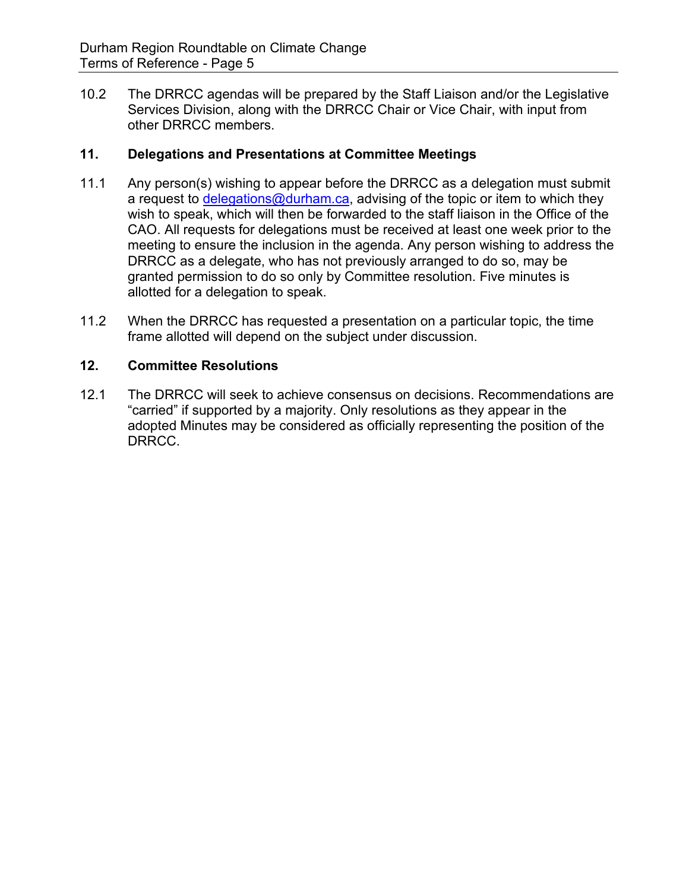10.2 The DRRCC agendas will be prepared by the Staff Liaison and/or the Legislative Services Division, along with the DRRCC Chair or Vice Chair, with input from other DRRCC members.

## 11. Delegations and Presentations at Committee Meetings

11.1 Any person(s) wishing to appear before the DRRCC as a delegation must submit a request to delegations@durham.ca, advising of the topic or item to which they wish to speak, which will then be forwarded to the staff liaison in the Office of the CAO. All requests for delegations must be received at least one week prior to the meeting to ensure the inclusion in the agenda. Any person wishing to address the DRRCC as a delegate, who has not previously arranged to do so, may be granted permission to do so only by Committee resolution. Five minutes is allotted for a delegation to speak.

11.2 When the DRRCC has requested a presentation on a particular topic, the time frame allotted will depend on the subject under discussion.

## 12. Committee Resolutions

12.1 The DRRCC will seek to achieve consensus on decisions. Recommendations are "carried" if supported by a majority. Only resolutions as they appear in the adopted Minutes may be considered as officially representing the position of the DRRCC.